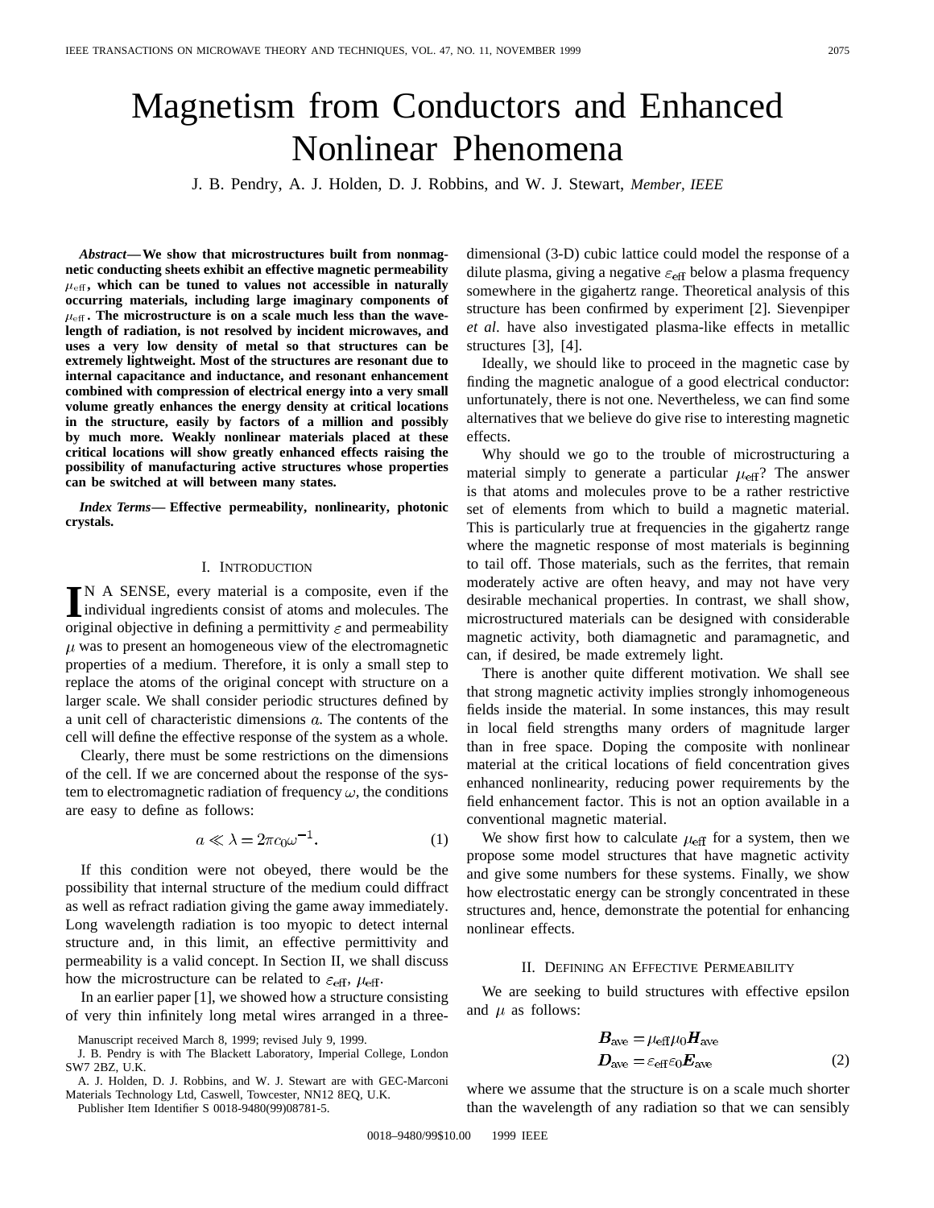# Magnetism from Conductors and Enhanced Nonlinear Phenomena

J. B. Pendry, A. J. Holden, D. J. Robbins, and W. J. Stewart, *Member, IEEE*

***Abstract*— We show that microstructures built from nonmagnetic conducting sheets exhibit an effective magnetic permeability $\mu_{\text{eff}}$, which can be tuned to values not accessible in naturally occurring materials, including large imaginary components of $\mu_{\text{eff}}$. The microstructure is on a scale much less than the wavelength of radiation, is not resolved by incident microwaves, and uses a very low density of metal so that structures can be extremely lightweight. Most of the structures are resonant due to internal capacitance and inductance, and resonant enhancement combined with compression of electrical energy into a very small volume greatly enhances the energy density at critical locations in the structure, easily by factors of a million and possibly by much more. Weakly nonlinear materials placed at these critical locations will show greatly enhanced effects raising the possibility of manufacturing active structures whose properties can be switched at will between many states.**

***Index Terms*— Effective permeability, nonlinearity, photonic crystals.**

## I. Introduction

IN A SENSE, every material is a composite, even if the individual ingredients consist of atoms and molecules. The original objective in defining a permittivity $\varepsilon$ and permeability $\mu$ was to present an homogeneous view of the electromagnetic properties of a medium. Therefore, it is only a small step to replace the atoms of the original concept with structure on a larger scale. We shall consider periodic structures defined by a unit cell of characteristic dimensions $a$. The contents of the cell will define the effective response of the system as a whole.

Clearly, there must be some restrictions on the dimensions of the cell. If we are concerned about the response of the system to electromagnetic radiation of frequency $\omega$, the conditions are easy to define as follows:

$$a \ll \lambda = 2\pi c_0 \omega^{-1}. \tag{1}$$

If this condition were not obeyed, there would be the possibility that internal structure of the medium could diffract as well as refract radiation giving the game away immediately. Long wavelength radiation is too myopic to detect internal structure and, in this limit, an effective permittivity and permeability is a valid concept. In Section II, we shall discuss how the microstructure can be related to $\varepsilon_{\text{eff}}$, $\mu_{\text{eff}}$.

In an earlier paper [1], we showed how a structure consisting of very thin infinitely long metal wires arranged in a three-dimensional (3-D) cubic lattice could model the response of a dilute plasma, giving a negative $\varepsilon_{\text{eff}}$ below a plasma frequency somewhere in the gigahertz range. Theoretical analysis of this structure has been confirmed by experiment [2]. Sievenpiper *et al*. have also investigated plasma-like effects in metallic structures [3], [4].

Ideally, we should like to proceed in the magnetic case by finding the magnetic analogue of a good electrical conductor: unfortunately, there is not one. Nevertheless, we can find some alternatives that we believe do give rise to interesting magnetic effects.

Why should we go to the trouble of microstructuring a material simply to generate a particular $\mu_{\text{eff}}$? The answer is that atoms and molecules prove to be a rather restrictive set of elements from which to build a magnetic material. This is particularly true at frequencies in the gigahertz range where the magnetic response of most materials is beginning to tail off. Those materials, such as the ferrites, that remain moderately active are often heavy, and may not have very desirable mechanical properties. In contrast, we shall show, microstructured materials can be designed with considerable magnetic activity, both diamagnetic and paramagnetic, and can, if desired, be made extremely light.

There is another quite different motivation. We shall see that strong magnetic activity implies strongly inhomogeneous fields inside the material. In some instances, this may result in local field strengths many orders of magnitude larger than in free space. Doping the composite with nonlinear material at the critical locations of field concentration gives enhanced nonlinearity, reducing power requirements by the field enhancement factor. This is not an option available in a conventional magnetic material.

We show first how to calculate $\mu_{\text{eff}}$ for a system, then we propose some model structures that have magnetic activity and give some numbers for these systems. Finally, we show how electrostatic energy can be strongly concentrated in these structures and, hence, demonstrate the potential for enhancing nonlinear effects.

## II. Defining an Effective Permeability

We are seeking to build structures with effective epsilon and $\mu$ as follows:

$$\begin{aligned} \boldsymbol{B}_{\text{ave}} &= \mu_{\text{eff}} \mu_0 \boldsymbol{H}_{\text{ave}} \\ \boldsymbol{D}_{\text{ave}} &= \varepsilon_{\text{eff}} \varepsilon_0 \boldsymbol{E}_{\text{ave}} \end{aligned} \tag{2}$$

where we assume that the structure is on a scale much shorter than the wavelength of any radiation so that we can sensibly

Manuscript received March 8, 1999; revised July 9, 1999.

J. B. Pendry is with The Blackett Laboratory, Imperial College, London SW7 2BZ, U.K.

A. J. Holden, D. J. Robbins, and W. J. Stewart are with GEC-Marconi Materials Technology Ltd, Caswell, Towcester, NN12 8EQ, U.K.

Publisher Item Identifier S 0018-9480(99)08781-5.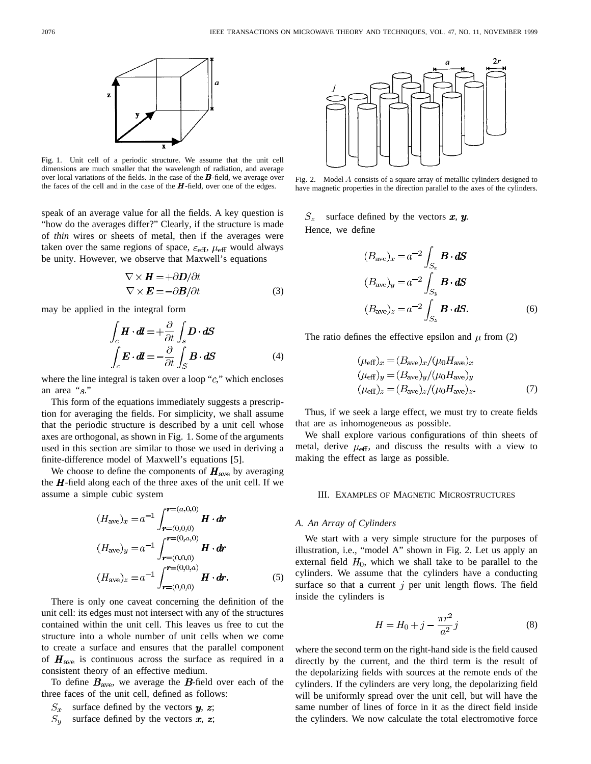Fig. 1. Unit cell of a periodic structure. We assume that the unit cell dimensions are much smaller that the wavelength of radiation, and average over local variations of the fields. In the case of the $\boldsymbol{B}$-field, we average over the faces of the cell and in the case of the $\boldsymbol{H}$-field, over one of the edges.

Fig. 2. Model $A$ consists of a square array of metallic cylinders designed to have magnetic properties in the direction parallel to the axes of the cylinders.

speak of an average value for all the fields. A key question is "how do the averages differ?" Clearly, if the structure is made of *thin* wires or sheets of metal, then if the averages were taken over the same regions of space, $\varepsilon_{\rm eff}$, $\mu_{\rm eff}$ would always be unity. However, we observe that Maxwell's equations

$$\begin{aligned} \nabla \times \boldsymbol{H} &= +\partial \boldsymbol{D}/\partial t \\ \nabla \times \boldsymbol{E} &= -\partial \boldsymbol{B}/\partial t \end{aligned} \tag{3}$$

may be applied in the integral form

$$\begin{aligned} \int_c \boldsymbol{H} \cdot \boldsymbol{dl} &= +\frac{\partial}{\partial t} \int_s \boldsymbol{D} \cdot \boldsymbol{dS} \\ \int_c \boldsymbol{E} \cdot \boldsymbol{dl} &= -\frac{\partial}{\partial t} \int_S \boldsymbol{B} \cdot \boldsymbol{dS} \end{aligned} \tag{4}$$

where the line integral is taken over a loop "$c$," which encloses an area "$s$."

This form of the equations immediately suggests a prescription for averaging the fields. For simplicity, we shall assume that the periodic structure is described by a unit cell whose axes are orthogonal, as shown in Fig. 1. Some of the arguments used in this section are similar to those we used in deriving a finite-difference model of Maxwell's equations [5].

We choose to define the components of $\boldsymbol{H}_{\rm ave}$ by averaging the $\boldsymbol{H}$-field along each of the three axes of the unit cell. If we assume a simple cubic system

$$\begin{aligned} (H_{\rm ave})_x &= a^{-1} \int_{\boldsymbol{r}=(0,0,0)}^{\boldsymbol{r}=(a,0,0)} \boldsymbol{H} \cdot \boldsymbol{dr} \\ (H_{\rm ave})_y &= a^{-1} \int_{\boldsymbol{r}=(0,0,0)}^{\boldsymbol{r}=(0,a,0)} \boldsymbol{H} \cdot \boldsymbol{dr} \\ (H_{\rm ave})_z &= a^{-1} \int_{\boldsymbol{r}=(0,0,0)}^{\boldsymbol{r}=(0,0,a)} \boldsymbol{H} \cdot \boldsymbol{dr}. \end{aligned} \tag{5}$$

There is only one caveat concerning the definition of the unit cell: its edges must not intersect with any of the structures contained within the unit cell. This leaves us free to cut the structure into a whole number of unit cells when we come to create a surface and ensures that the parallel component of $\boldsymbol{H}_{\rm ave}$ is continuous across the surface as required in a consistent theory of an effective medium.

To define $\boldsymbol{B}_{\rm ave}$, we average the $\boldsymbol{B}$-field over each of the three faces of the unit cell, defined as follows:

- $S_x$ surface defined by the vectors $\boldsymbol{y}$, $\boldsymbol{z}$;
- $S_y$ surface defined by the vectors $\boldsymbol{x}$, $\boldsymbol{z}$;
- $S_z$ surface defined by the vectors $\boldsymbol{x}$, $\boldsymbol{y}$.

Hence, we define

$$\begin{aligned} (B_{\rm ave})_x &= a^{-2} \int_{S_x} \boldsymbol{B} \cdot \boldsymbol{dS} \\ (B_{\rm ave})_y &= a^{-2} \int_{S_y} \boldsymbol{B} \cdot \boldsymbol{dS} \\ (B_{\rm ave})_z &= a^{-2} \int_{S_z} \boldsymbol{B} \cdot \boldsymbol{dS}. \end{aligned} \tag{6}$$

The ratio defines the effective epsilon and $\mu$ from (2)

$$\begin{aligned} (\mu_{\rm eff})_x &= (B_{\rm ave})_x / (\mu_0 H_{\rm ave})_x \\ (\mu_{\rm eff})_y &= (B_{\rm ave})_y / (\mu_0 H_{\rm ave})_y \\ (\mu_{\rm eff})_z &= (B_{\rm ave})_z / (\mu_0 H_{\rm ave})_z. \end{aligned} \tag{7}$$

Thus, if we seek a large effect, we must try to create fields that are as inhomogeneous as possible.

We shall explore various configurations of thin sheets of metal, derive $\mu_{\rm eff}$, and discuss the results with a view to making the effect as large as possible.

## III. Examples of Magnetic Microstructures

### A. An Array of Cylinders

We start with a very simple structure for the purposes of illustration, i.e., "model A" shown in Fig. 2. Let us apply an external field $H_0$, which we shall take to be parallel to the cylinders. We assume that the cylinders have a conducting surface so that a current $j$ per unit length flows. The field inside the cylinders is

$$H = H_0 + j - \frac{\pi r^2}{a^2} j \tag{8}$$

where the second term on the right-hand side is the field caused directly by the current, and the third term is the result of the depolarizing fields with sources at the remote ends of the cylinders. If the cylinders are very long, the depolarizing field will be uniformly spread over the unit cell, but will have the same number of lines of force in it as the direct field inside the cylinders. We now calculate the total electromotive force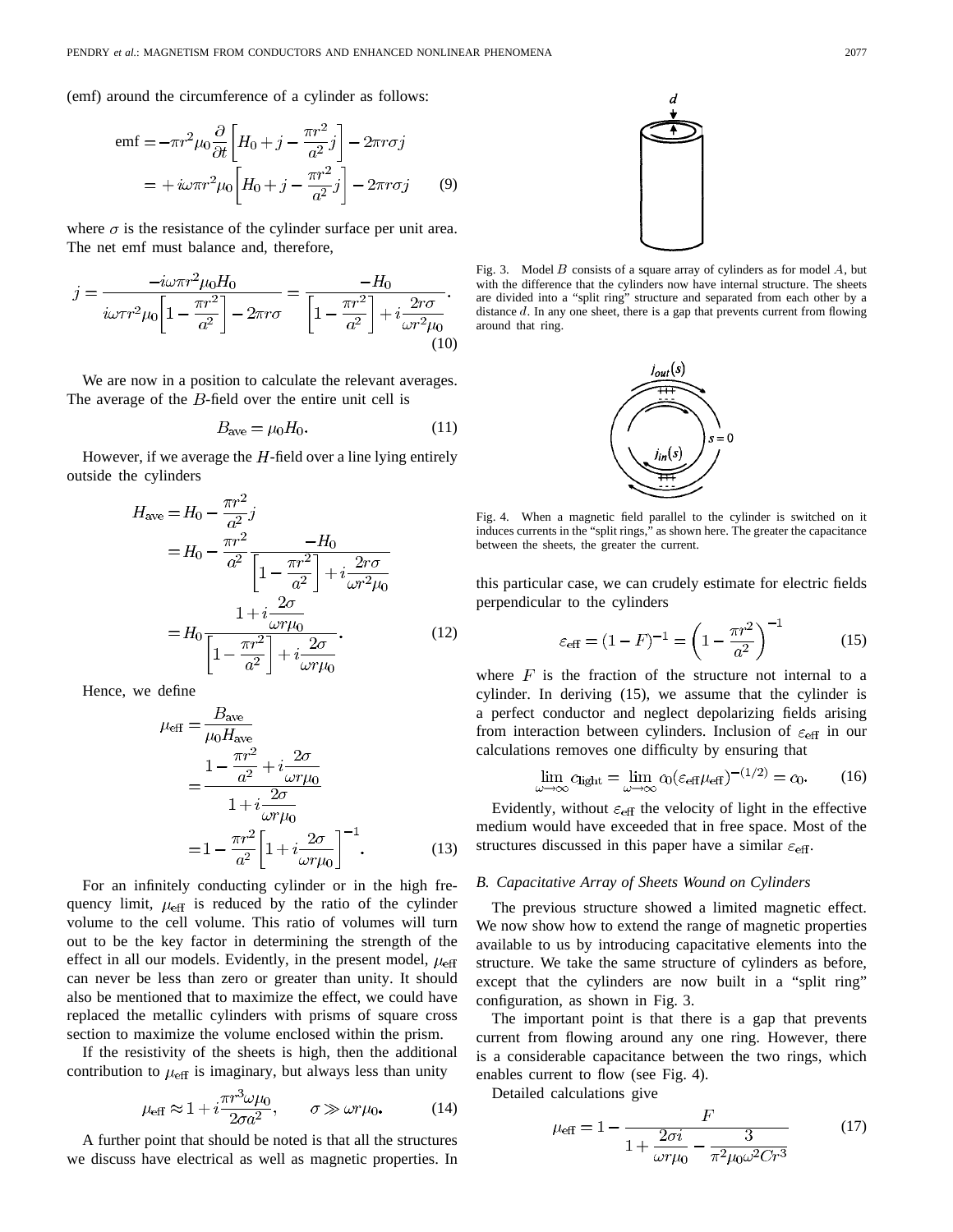(emf) around the circumference of a cylinder as follows:

$$\begin{aligned}\text{emf} &= -\pi r^2 \mu_0 \frac{\partial}{\partial t}\left[H_0 + j - \frac{\pi r^2}{a^2} j\right] - 2\pi r \sigma j \\ &= +i\omega \pi r^2 \mu_0 \left[H_0 + j - \frac{\pi r^2}{a^2} j\right] - 2\pi r \sigma j \end{aligned} \tag{9}$$

where $\sigma$ is the resistance of the cylinder surface per unit area. The net emf must balance and, therefore,

$$j = \frac{-i\omega \pi r^2 \mu_0 H_0}{i\omega \tau r^2 \mu_0 \left[1 - \frac{\pi r^2}{a^2}\right] - 2\pi r \sigma} = \frac{-H_0}{\left[1 - \frac{\pi r^2}{a^2}\right] + i\frac{2r\sigma}{\omega r^2 \mu_0}}. \tag{10}$$

We are now in a position to calculate the relevant averages. The average of the $B$-field over the entire unit cell is

$$B_{\text{ave}} = \mu_0 H_0. \tag{11}$$

However, if we average the $H$-field over a line lying entirely outside the cylinders

$$\begin{aligned} H_{\text{ave}} &= H_0 - \frac{\pi r^2}{a^2} j \\ &= H_0 - \frac{\pi r^2}{a^2} \frac{-H_0}{\left[1 - \frac{\pi r^2}{a^2}\right] + i\frac{2r\sigma}{\omega r^2 \mu_0}} \\ &= H_0 \frac{1 + i\frac{2\sigma}{\omega r \mu_0}}{\left[1 - \frac{\pi r^2}{a^2}\right] + i\frac{2\sigma}{\omega r \mu_0}}. \end{aligned} \tag{12}$$

Hence, we define

$$\begin{aligned} \mu_{\text{eff}} &= \frac{B_{\text{ave}}}{\mu_0 H_{\text{ave}}} \\ &= \frac{1 - \frac{\pi r^2}{a^2} + i\frac{2\sigma}{\omega r \mu_0}}{1 + i\frac{2\sigma}{\omega r \mu_0}} \\ &= 1 - \frac{\pi r^2}{a^2}\left[1 + i\frac{2\sigma}{\omega r \mu_0}\right]^{-1}. \end{aligned} \tag{13}$$

For an infinitely conducting cylinder or in the high frequency limit, $\mu_{\text{eff}}$ is reduced by the ratio of the cylinder volume to the cell volume. This ratio of volumes will turn out to be the key factor in determining the strength of the effect in all our models. Evidently, in the present model, $\mu_{\text{eff}}$ can never be less than zero or greater than unity. It should also be mentioned that to maximize the effect, we could have replaced the metallic cylinders with prisms of square cross section to maximize the volume enclosed within the prism.

If the resistivity of the sheets is high, then the additional contribution to $\mu_{\text{eff}}$ is imaginary, but always less than unity

$$\mu_{\text{eff}} \approx 1 + i\frac{\pi r^3 \omega \mu_0}{2\sigma a^2}, \qquad \sigma \gg \omega r \mu_0. \tag{14}$$

A further point that should be noted is that all the structures we discuss have electrical as well as magnetic properties. In this particular case, we can crudely estimate for electric fields perpendicular to the cylinders

$$\varepsilon_{\text{eff}} = (1 - F)^{-1} = \left(1 - \frac{\pi r^2}{a^2}\right)^{-1} \tag{15}$$

where $F$ is the fraction of the structure not internal to a cylinder. In deriving (15), we assume that the cylinder is a perfect conductor and neglect depolarizing fields arising from interaction between cylinders. Inclusion of $\varepsilon_{\text{eff}}$ in our calculations removes one difficulty by ensuring that

$$\lim_{\omega \to \infty} c_{\text{light}} = \lim_{\omega \to \infty} c_0 (\varepsilon_{\text{eff}} \mu_{\text{eff}})^{-(1/2)} = c_0. \tag{16}$$

Evidently, without $\varepsilon_{\text{eff}}$ the velocity of light in the effective medium would have exceeded that in free space. Most of the structures discussed in this paper have a similar $\varepsilon_{\text{eff}}$.

Fig. 3. Model $B$ consists of a square array of cylinders as for model $A$, but with the difference that the cylinders now have internal structure. The sheets are divided into a "split ring" structure and separated from each other by a distance $d$. In any one sheet, there is a gap that prevents current from flowing around that ring.

Fig. 4. When a magnetic field parallel to the cylinder is switched on it induces currents in the "split rings," as shown here. The greater the capacitance between the sheets, the greater the current.

### *B. Capacitative Array of Sheets Wound on Cylinders*

The previous structure showed a limited magnetic effect. We now show how to extend the range of magnetic properties available to us by introducing capacitative elements into the structure. We take the same structure of cylinders as before, except that the cylinders are now built in a "split ring" configuration, as shown in Fig. 3.

The important point is that there is a gap that prevents current from flowing around any one ring. However, there is a considerable capacitance between the two rings, which enables current to flow (see Fig. 4).

Detailed calculations give

$$\mu_{\text{eff}} = 1 - \frac{F}{1 + \frac{2\sigma i}{\omega r \mu_0} - \frac{3}{\pi^2 \mu_0 \omega^2 C r^3}} \tag{17}$$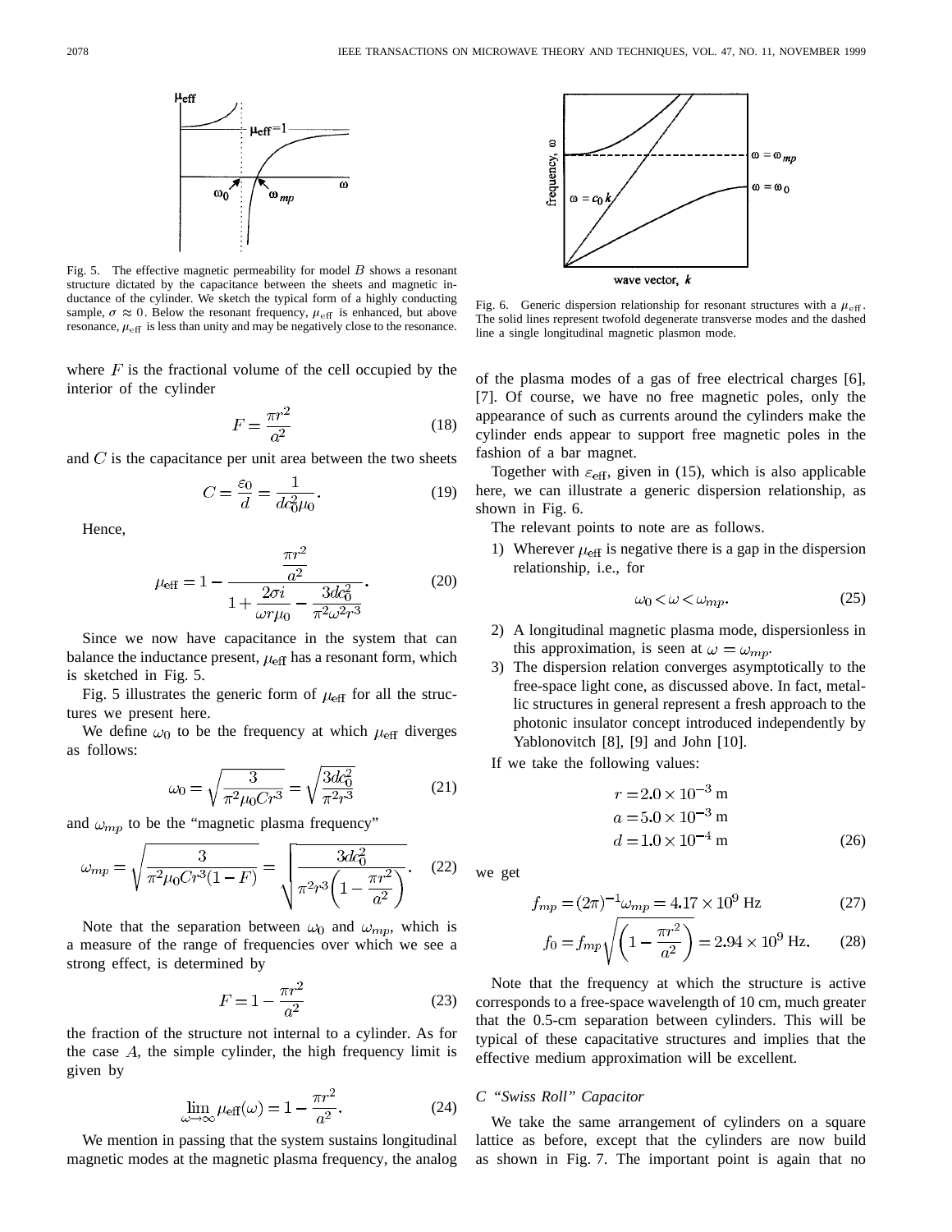Fig. 5. The effective magnetic permeability for model $B$ shows a resonant structure dictated by the capacitance between the sheets and magnetic inductance of the cylinder. We sketch the typical form of a highly conducting sample, $\sigma \approx 0$. Below the resonant frequency, $\mu_{\text{eff}}$ is enhanced, but above resonance, $\mu_{\text{eff}}$ is less than unity and may be negatively close to the resonance.

Fig. 6. Generic dispersion relationship for resonant structures with a $\mu_{\text{eff}}$. The solid lines represent twofold degenerate transverse modes and the dashed line a single longitudinal magnetic plasmon mode.

where $F$ is the fractional volume of the cell occupied by the interior of the cylinder

$$F = \frac{\pi r^2}{a^2} \tag{18}$$

and $C$ is the capacitance per unit area between the two sheets

$$C = \frac{\varepsilon_0}{d} = \frac{1}{dc_0^2 \mu_0}. \tag{19}$$

Hence,

$$\mu_{\text{eff}} = 1 - \frac{\dfrac{\pi r^2}{a^2}}{1 + \dfrac{2\sigma i}{\omega r \mu_0} - \dfrac{3dc_0^2}{\pi^2 \omega^2 r^3}}. \tag{20}$$

Since we now have capacitance in the system that can balance the inductance present, $\mu_{\text{eff}}$ has a resonant form, which is sketched in Fig. 5.

Fig. 5 illustrates the generic form of $\mu_{\text{eff}}$ for all the structures we present here.

We define $\omega_0$ to be the frequency at which $\mu_{\text{eff}}$ diverges as follows:

$$\omega_0 = \sqrt{\frac{3}{\pi^2 \mu_0 C r^3}} = \sqrt{\frac{3dc_0^2}{\pi^2 r^3}} \tag{21}$$

and $\omega_{mp}$ to be the "magnetic plasma frequency"

$$\omega_{mp} = \sqrt{\frac{3}{\pi^2 \mu_0 C r^3 (1-F)}} = \sqrt{\frac{3dc_0^2}{\pi^2 r^3 \left(1 - \dfrac{\pi r^2}{a^2}\right)}}. \tag{22}$$

Note that the separation between $\omega_0$ and $\omega_{mp}$, which is a measure of the range of frequencies over which we see a strong effect, is determined by

$$F = 1 - \frac{\pi r^2}{a^2} \tag{23}$$

the fraction of the structure not internal to a cylinder. As for the case $A$, the simple cylinder, the high frequency limit is given by

$$\lim_{\omega \to \infty} \mu_{\text{eff}}(\omega) = 1 - \frac{\pi r^2}{a^2}. \tag{24}$$

We mention in passing that the system sustains longitudinal magnetic modes at the magnetic plasma frequency, the analog of the plasma modes of a gas of free electrical charges [6], [7]. Of course, we have no free magnetic poles, only the appearance of such as currents around the cylinders make the cylinder ends appear to support free magnetic poles in the fashion of a bar magnet.

Together with $\varepsilon_{\text{eff}}$, given in (15), which is also applicable here, we can illustrate a generic dispersion relationship, as shown in Fig. 6.

The relevant points to note are as follows.

1) Wherever $\mu_{\text{eff}}$ is negative there is a gap in the dispersion relationship, i.e., for

$$\omega_0 < \omega < \omega_{mp}. \tag{25}$$

2) A longitudinal magnetic plasma mode, dispersionless in this approximation, is seen at $\omega = \omega_{mp}$.
3) The dispersion relation converges asymptotically to the free-space light cone, as discussed above. In fact, metallic structures in general represent a fresh approach to the photonic insulator concept introduced independently by Yablonovitch [8], [9] and John [10].

If we take the following values:

$$\begin{aligned} r &= 2.0 \times 10^{-3} \text{ m} \\ a &= 5.0 \times 10^{-3} \text{ m} \\ d &= 1.0 \times 10^{-4} \text{ m} \end{aligned} \tag{26}$$

we get

$$f_{mp} = (2\pi)^{-1} \omega_{mp} = 4.17 \times 10^9 \text{ Hz} \tag{27}$$

$$f_0 = f_{mp} \sqrt{\left(1 - \frac{\pi r^2}{a^2}\right)} = 2.94 \times 10^9 \text{ Hz}. \tag{28}$$

Note that the frequency at which the structure is active corresponds to a free-space wavelength of 10 cm, much greater that the 0.5-cm separation between cylinders. This will be typical of these capacitative structures and implies that the effective medium approximation will be excellent.

### C "Swiss Roll" Capacitor

We take the same arrangement of cylinders on a square lattice as before, except that the cylinders are now build as shown in Fig. 7. The important point is again that no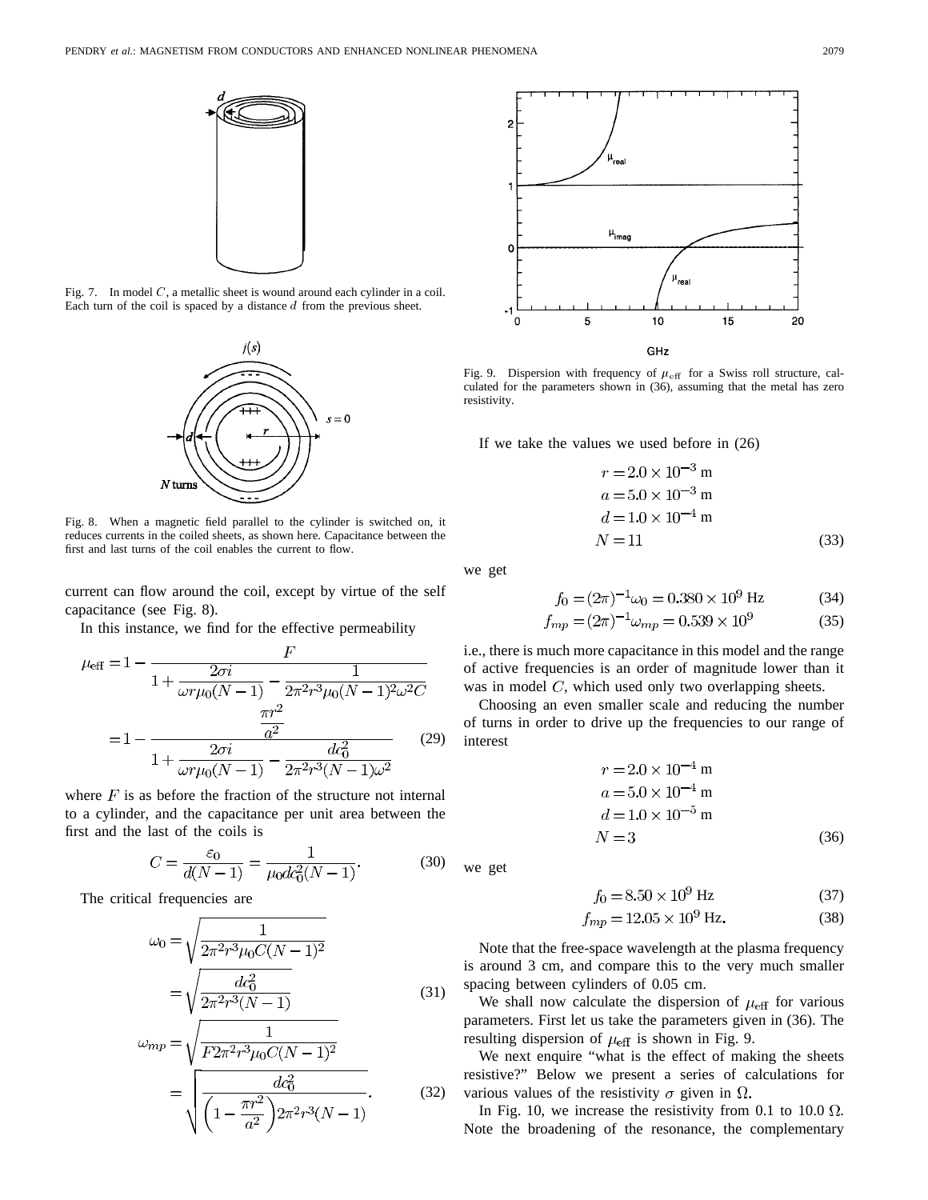Fig. 7. In model $C$, a metallic sheet is wound around each cylinder in a coil. Each turn of the coil is spaced by a distance $d$ from the previous sheet.

Fig. 8. When a magnetic field parallel to the cylinder is switched on, it reduces currents in the coiled sheets, as shown here. Capacitance between the first and last turns of the coil enables the current to flow.

current can flow around the coil, except by virtue of the self capacitance (see Fig. 8).

In this instance, we find for the effective permeability

$$\mu_{\text{eff}} = 1 - \frac{F}{1 + \dfrac{2\sigma i}{\omega r \mu_0 (N-1)} - \dfrac{1}{2\pi^2 r^3 \mu_0 (N-1)^2 \omega^2 C}}$$
$$= 1 - \frac{\dfrac{\pi r^2}{a^2}}{1 + \dfrac{2\sigma i}{\omega r \mu_0 (N-1)} - \dfrac{d c_0^2}{2\pi^2 r^3 (N-1)\omega^2}} \tag{29}$$

where $F$ is as before the fraction of the structure not internal to a cylinder, and the capacitance per unit area between the first and the last of the coils is

$$C = \frac{\varepsilon_0}{d(N-1)} = \frac{1}{\mu_0 d c_0^2 (N-1)}. \tag{30}$$

The critical frequencies are

$$\omega_0 = \sqrt{\frac{1}{2\pi^2 r^3 \mu_0 C (N-1)^2}} = \sqrt{\frac{d c_0^2}{2\pi^2 r^3 (N-1)}} \tag{31}$$

$$\omega_{mp} = \sqrt{\frac{1}{F 2\pi^2 r^3 \mu_0 C (N-1)^2}} = \sqrt{\frac{d c_0^2}{\left(1 - \dfrac{\pi r^2}{a^2}\right) 2\pi^2 r^3 (N-1)}}. \tag{32}$$

Fig. 9. Dispersion with frequency of $\mu_{\text{eff}}$ for a Swiss roll structure, calculated for the parameters shown in (36), assuming that the metal has zero resistivity.

If we take the values we used before in (26)

$$\begin{aligned} r &= 2.0 \times 10^{-3} \text{ m} \\ a &= 5.0 \times 10^{-3} \text{ m} \\ d &= 1.0 \times 10^{-4} \text{ m} \\ N &= 11 \end{aligned} \tag{33}$$

we get

$$f_0 = (2\pi)^{-1}\omega_0 = 0.380 \times 10^9 \text{ Hz} \tag{34}$$

$$f_{mp} = (2\pi)^{-1}\omega_{mp} = 0.539 \times 10^9 \tag{35}$$

i.e., there is much more capacitance in this model and the range of active frequencies is an order of magnitude lower than it was in model $C$, which used only two overlapping sheets.

Choosing an even smaller scale and reducing the number of turns in order to drive up the frequencies to our range of interest

$$\begin{aligned} r &= 2.0 \times 10^{-4} \text{ m} \\ a &= 5.0 \times 10^{-4} \text{ m} \\ d &= 1.0 \times 10^{-5} \text{ m} \\ N &= 3 \end{aligned} \tag{36}$$

we get

$$f_0 = 8.50 \times 10^9 \text{ Hz} \tag{37}$$

$$f_{mp} = 12.05 \times 10^9 \text{ Hz}. \tag{38}$$

Note that the free-space wavelength at the plasma frequency is around 3 cm, and compare this to the very much smaller spacing between cylinders of 0.05 cm.

We shall now calculate the dispersion of $\mu_{\text{eff}}$ for various parameters. First let us take the parameters given in (36). The resulting dispersion of $\mu_{\text{eff}}$ is shown in Fig. 9.

We next enquire "what is the effect of making the sheets resistive?" Below we present a series of calculations for various values of the resistivity $\sigma$ given in $\Omega$.

In Fig. 10, we increase the resistivity from 0.1 to 10.0 $\Omega$. Note the broadening of the resonance, the complementary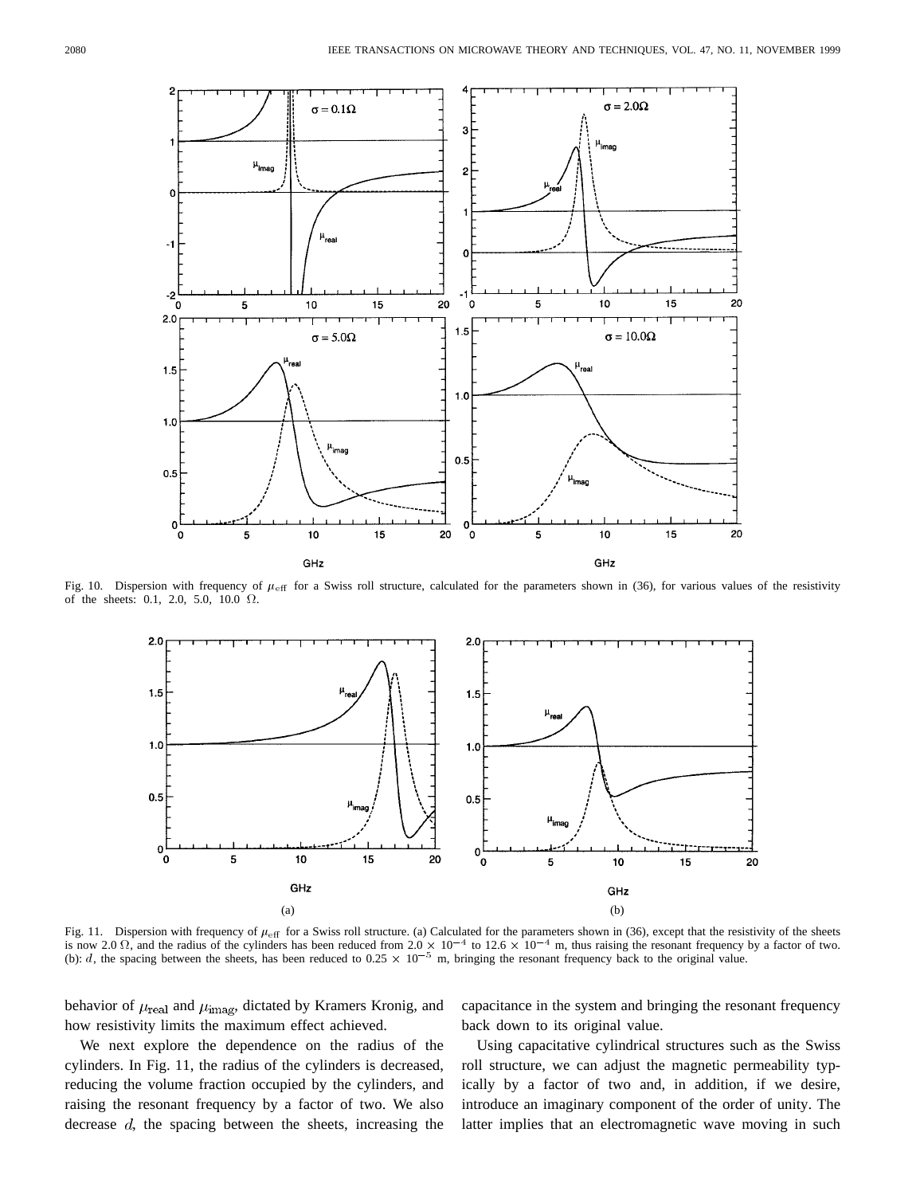Fig. 10. Dispersion with frequency of $\mu_{\text{eff}}$ for a Swiss roll structure, calculated for the parameters shown in (36), for various values of the resistivity of the sheets: 0.1, 2.0, 5.0, 10.0 $\Omega$.

Fig. 11. Dispersion with frequency of $\mu_{\text{eff}}$ for a Swiss roll structure. (a) Calculated for the parameters shown in (36), except that the resistivity of the sheets is now 2.0 $\Omega$, and the radius of the cylinders has been reduced from $2.0 \times 10^{-4}$ to $12.6 \times 10^{-4}$ m, thus raising the resonant frequency by a factor of two. (b): $d$, the spacing between the sheets, has been reduced to $0.25 \times 10^{-5}$ m, bringing the resonant frequency back to the original value.

behavior of $\mu_{\text{real}}$ and $\mu_{\text{imag}}$, dictated by Kramers Kronig, and how resistivity limits the maximum effect achieved.

We next explore the dependence on the radius of the cylinders. In Fig. 11, the radius of the cylinders is decreased, reducing the volume fraction occupied by the cylinders, and raising the resonant frequency by a factor of two. We also decrease $d$, the spacing between the sheets, increasing the capacitance in the system and bringing the resonant frequency back down to its original value.

Using capacitative cylindrical structures such as the Swiss roll structure, we can adjust the magnetic permeability typically by a factor of two and, in addition, if we desire, introduce an imaginary component of the order of unity. The latter implies that an electromagnetic wave moving in such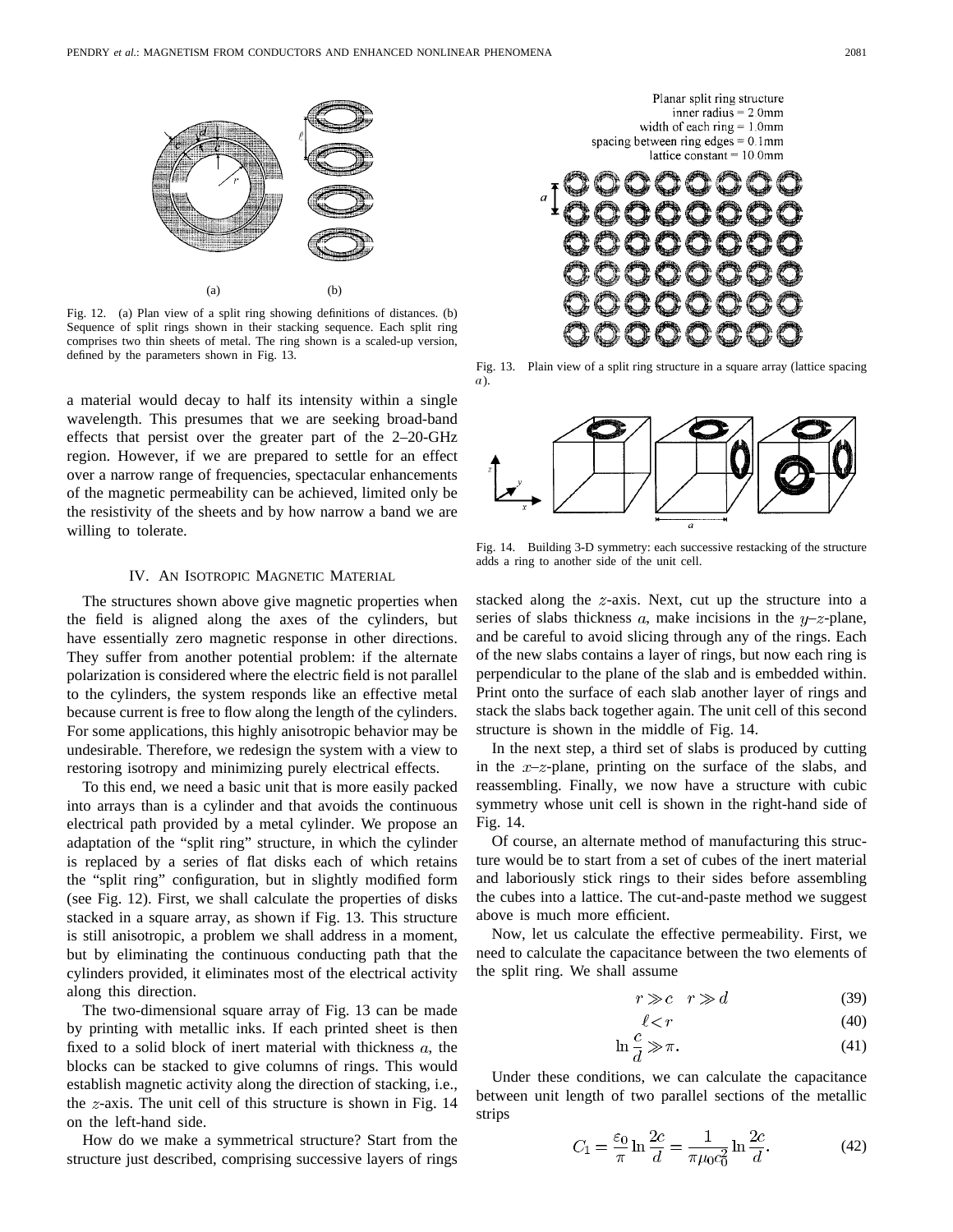Fig. 12. (a) Plan view of a split ring showing definitions of distances. (b) Sequence of split rings shown in their stacking sequence. Each split ring comprises two thin sheets of metal. The ring shown is a scaled-up version, defined by the parameters shown in Fig. 13.

Fig. 13. Plain view of a split ring structure in a square array (lattice spacing $a$).

Fig. 14. Building 3-D symmetry: each successive restacking of the structure adds a ring to another side of the unit cell.

a material would decay to half its intensity within a single wavelength. This presumes that we are seeking broad-band effects that persist over the greater part of the 2–20-GHz region. However, if we are prepared to settle for an effect over a narrow range of frequencies, spectacular enhancements of the magnetic permeability can be achieved, limited only be the resistivity of the sheets and by how narrow a band we are willing to tolerate.

## IV. An Isotropic Magnetic Material

The structures shown above give magnetic properties when the field is aligned along the axes of the cylinders, but have essentially zero magnetic response in other directions. They suffer from another potential problem: if the alternate polarization is considered where the electric field is not parallel to the cylinders, the system responds like an effective metal because current is free to flow along the length of the cylinders. For some applications, this highly anisotropic behavior may be undesirable. Therefore, we redesign the system with a view to restoring isotropy and minimizing purely electrical effects.

To this end, we need a basic unit that is more easily packed into arrays than is a cylinder and that avoids the continuous electrical path provided by a metal cylinder. We propose an adaptation of the "split ring" structure, in which the cylinder is replaced by a series of flat disks each of which retains the "split ring" configuration, but in slightly modified form (see Fig. 12). First, we shall calculate the properties of disks stacked in a square array, as shown if Fig. 13. This structure is still anisotropic, a problem we shall address in a moment, but by eliminating the continuous conducting path that the cylinders provided, it eliminates most of the electrical activity along this direction.

The two-dimensional square array of Fig. 13 can be made by printing with metallic inks. If each printed sheet is then fixed to a solid block of inert material with thickness $a$, the blocks can be stacked to give columns of rings. This would establish magnetic activity along the direction of stacking, i.e., the $z$-axis. The unit cell of this structure is shown in Fig. 14 on the left-hand side.

How do we make a symmetrical structure? Start from the structure just described, comprising successive layers of rings stacked along the $z$-axis. Next, cut up the structure into a series of slabs thickness $a$, make incisions in the $y$–$z$-plane, and be careful to avoid slicing through any of the rings. Each of the new slabs contains a layer of rings, but now each ring is perpendicular to the plane of the slab and is embedded within. Print onto the surface of each slab another layer of rings and stack the slabs back together again. The unit cell of this second structure is shown in the middle of Fig. 14.

In the next step, a third set of slabs is produced by cutting in the $x$–$z$-plane, printing on the surface of the slabs, and reassembling. Finally, we now have a structure with cubic symmetry whose unit cell is shown in the right-hand side of Fig. 14.

Of course, an alternate method of manufacturing this structure would be to start from a set of cubes of the inert material and laboriously stick rings to their sides before assembling the cubes into a lattice. The cut-and-paste method we suggest above is much more efficient.

Now, let us calculate the effective permeability. First, we need to calculate the capacitance between the two elements of the split ring. We shall assume

$$r \gg c \quad r \gg d \tag{39}$$

$$\ell < r \tag{40}$$

$$\ln \frac{c}{d} \gg \pi. \tag{41}$$

Under these conditions, we can calculate the capacitance between unit length of two parallel sections of the metallic strips

$$C_1 = \frac{\varepsilon_0}{\pi} \ln \frac{2c}{d} = \frac{1}{\pi \mu_0 c_0^2} \ln \frac{2c}{d}. \tag{42}$$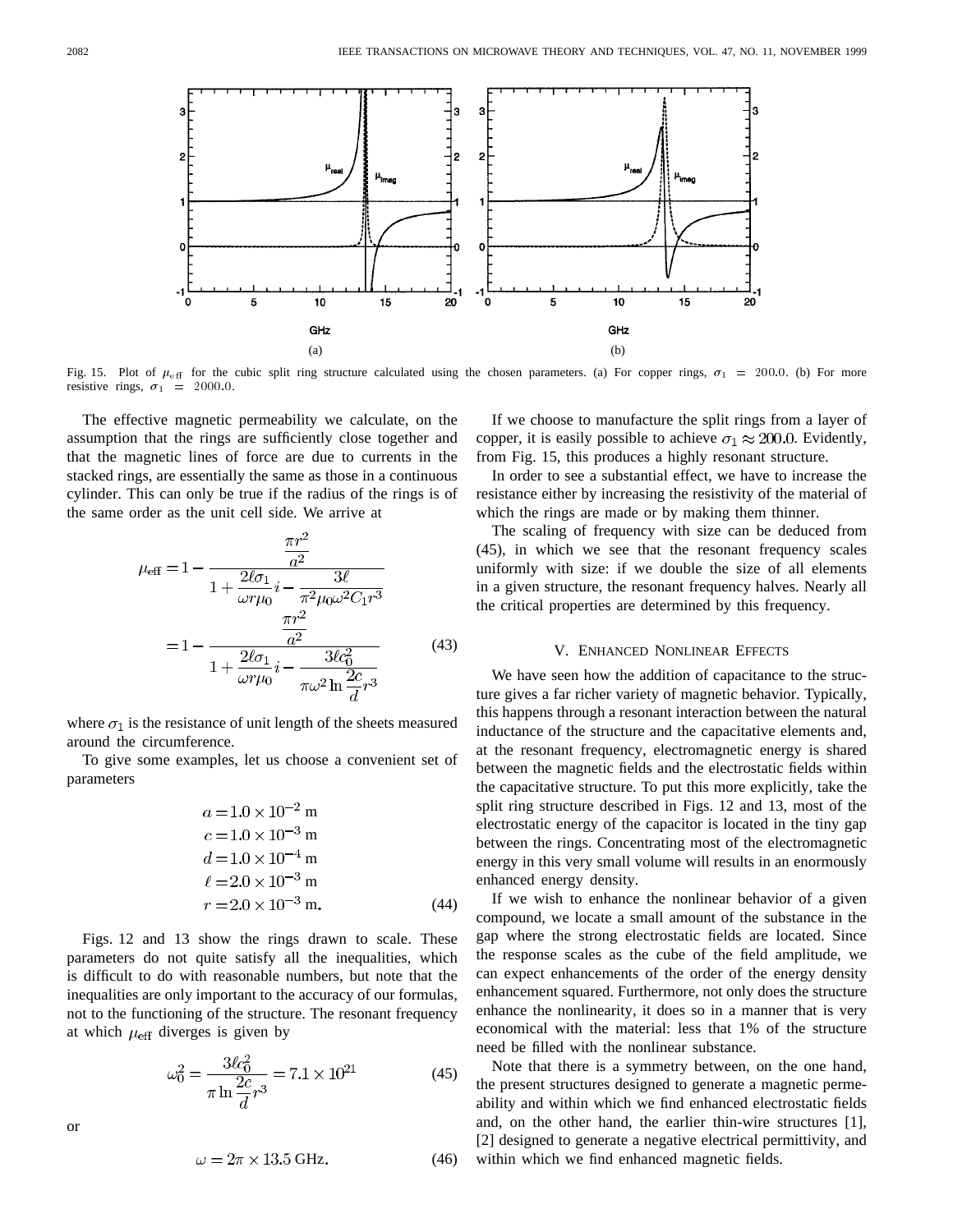3

2

1

0

-1

0 5 10 15 20

GHz

(a)

$\mu_{real}$

$\mu_{imag}$

3

2

1

0

-1

0 5 10 15 20

GHz

(b)

$\mu_{real}$

$\mu_{imag}$

Fig. 15. Plot of $\mu_{\rm eff}$ for the cubic split ring structure calculated using the chosen parameters. (a) For copper rings, $\sigma_1 = 200.0$. (b) For more resistive rings, $\sigma_1 = 2000.0$.

The effective magnetic permeability we calculate, on the assumption that the rings are sufficiently close together and that the magnetic lines of force are due to currents in the stacked rings, are essentially the same as those in a continuous cylinder. This can only be true if the radius of the rings is of the same order as the unit cell side. We arrive at

$$
\begin{aligned}
\mu_{\rm eff} &= 1 - \frac{\dfrac{\pi r^2}{a^2}}{1 + \dfrac{2\ell\sigma_1}{\omega r \mu_0} i - \dfrac{3\ell}{\pi^2 \mu_0 \omega^2 C_1 r^3}} \\
&= 1 - \frac{\dfrac{\pi r^2}{a^2}}{1 + \dfrac{2\ell\sigma_1}{\omega r \mu_0} i - \dfrac{3\ell c_0^2}{\pi \omega^2 \ln \dfrac{2c}{d} r^3}}
\end{aligned}
\tag{43}
$$

where $\sigma_1$ is the resistance of unit length of the sheets measured around the circumference.

To give some examples, let us choose a convenient set of parameters

$$
\begin{aligned}
a &= 1.0 \times 10^{-2}\ \mathrm{m} \\
c &= 1.0 \times 10^{-3}\ \mathrm{m} \\
d &= 1.0 \times 10^{-4}\ \mathrm{m} \\
\ell &= 2.0 \times 10^{-3}\ \mathrm{m} \\
r &= 2.0 \times 10^{-3}\ \mathrm{m}.
\end{aligned}
\tag{44}
$$

Figs. 12 and 13 show the rings drawn to scale. These parameters do not quite satisfy all the inequalities, which is difficult to do with reasonable numbers, but note that the inequalities are only important to the accuracy of our formulas, not to the functioning of the structure. The resonant frequency at which $\mu_{\rm eff}$ diverges is given by

$$
\omega_0^2 = \frac{3\ell c_0^2}{\pi \ln \dfrac{2c}{d} r^3} = 7.1 \times 10^{21} \tag{45}
$$

or

$$
\omega = 2\pi \times 13.5\ \mathrm{GHz}. \tag{46}
$$

If we choose to manufacture the split rings from a layer of copper, it is easily possible to achieve $\sigma_1 \approx 200.0$. Evidently, from Fig. 15, this produces a highly resonant structure.

In order to see a substantial effect, we have to increase the resistance either by increasing the resistivity of the material of which the rings are made or by making them thinner.

The scaling of frequency with size can be deduced from (45), in which we see that the resonant frequency scales uniformly with size: if we double the size of all elements in a given structure, the resonant frequency halves. Nearly all the critical properties are determined by this frequency.

## V. Enhanced Nonlinear Effects

We have seen how the addition of capacitance to the structure gives a far richer variety of magnetic behavior. Typically, this happens through a resonant interaction between the natural inductance of the structure and the capacitative elements and, at the resonant frequency, electromagnetic energy is shared between the magnetic fields and the electrostatic fields within the capacitative structure. To put this more explicitly, take the split ring structure described in Figs. 12 and 13, most of the electrostatic energy of the capacitor is located in the tiny gap between the rings. Concentrating most of the electromagnetic energy in this very small volume will results in an enormously enhanced energy density.

If we wish to enhance the nonlinear behavior of a given compound, we locate a small amount of the substance in the gap where the strong electrostatic fields are located. Since the response scales as the cube of the field amplitude, we can expect enhancements of the order of the energy density enhancement squared. Furthermore, not only does the structure enhance the nonlinearity, it does so in a manner that is very economical with the material: less that 1% of the structure need be filled with the nonlinear substance.

Note that there is a symmetry between, on the one hand, the present structures designed to generate a magnetic permeability and within which we find enhanced electrostatic fields and, on the other hand, the earlier thin-wire structures [1], [2] designed to generate a negative electrical permittivity, and within which we find enhanced magnetic fields.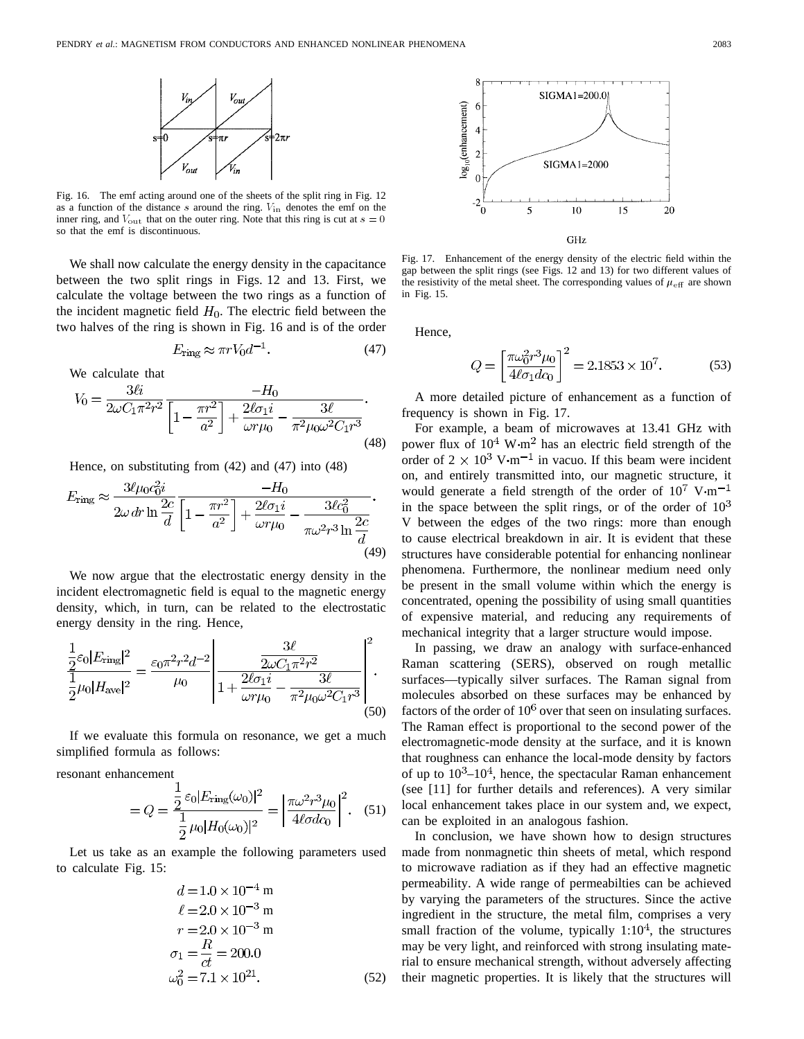Fig. 16. The emf acting around one of the sheets of the split ring in Fig. 12 as a function of the distance $s$ around the ring. $V_{\rm in}$ denotes the emf on the inner ring, and $V_{\rm out}$ that on the outer ring. Note that this ring is cut at $s = 0$ so that the emf is discontinuous.

We shall now calculate the energy density in the capacitance between the two split rings in Figs. 12 and 13. First, we calculate the voltage between the two rings as a function of the incident magnetic field $H_0$. The electric field between the two halves of the ring is shown in Fig. 16 and is of the order

$$E_{\rm ring} \approx \pi r V_0 d^{-1}. \tag{47}$$

We calculate that

$$V_0 = \frac{3\ell i}{2\omega C_1 \pi^2 r^2} \frac{-H_0}{\left[1 - \dfrac{\pi r^2}{a^2}\right] + \dfrac{2\ell\sigma_1 i}{\omega r \mu_0} - \dfrac{3\ell}{\pi^2 \mu_0 \omega^2 C_1 r^3}}. \tag{48}$$

Hence, on substituting from (42) and (47) into (48)

$$E_{\rm ring} \approx \frac{3\ell\mu_0 c_0^2 i}{2\omega\, dr \ln \dfrac{2c}{d}} \frac{-H_0}{\left[1 - \dfrac{\pi r^2}{a^2}\right] + \dfrac{2\ell\sigma_1 i}{\omega r\mu_0} - \dfrac{3\ell c_0^2}{\pi\omega^2 r^3 \ln \dfrac{2c}{d}}}. \tag{49}$$

We now argue that the electrostatic energy density in the incident electromagnetic field is equal to the magnetic energy density, which, in turn, can be related to the electrostatic energy density in the ring. Hence,

$$\frac{\frac{1}{2}\varepsilon_0 |E_{\rm ring}|^2}{\frac{1}{2}\mu_0 |H_{\rm ave}|^2} = \frac{\varepsilon_0 \pi^2 r^2 d^{-2}}{\mu_0} \left| \frac{\dfrac{3\ell}{2\omega C_1 \pi^2 r^2}}{1 + \dfrac{2\ell\sigma_1 i}{\omega r\mu_0} - \dfrac{3\ell}{\pi^2 \mu_0 \omega^2 C_1 r^3}} \right|^2. \tag{50}$$

If we evaluate this formula on resonance, we get a much simplified formula as follows:

resonant enhancement

$$= Q = \frac{\frac{1}{2}\varepsilon_0 |E_{\rm ring}(\omega_0)|^2}{\frac{1}{2}\mu_0 |H_0(\omega_0)|^2} = \left| \frac{\pi\omega^2 r^3 \mu_0}{4\ell\sigma d c_0} \right|^2. \tag{51}$$

Let us take as an example the following parameters used to calculate Fig. 15:

$$\begin{aligned} d &= 1.0 \times 10^{-4}\ \text{m} \\ \ell &= 2.0 \times 10^{-3}\ \text{m} \\ r &= 2.0 \times 10^{-3}\ \text{m} \\ \sigma_1 &= \frac{R}{ct} = 200.0 \\ \omega_0^2 &= 7.1 \times 10^{21}. \end{aligned} \tag{52}$$

Fig. 17. Enhancement of the energy density of the electric field within the gap between the split rings (see Figs. 12 and 13) for two different values of the resistivity of the metal sheet. The corresponding values of $\mu_{\rm eff}$ are shown in Fig. 15.

Hence,

$$Q = \left[\frac{\pi\omega_0^2 r^3 \mu_0}{4\ell\sigma_1 d c_0}\right]^2 = 2.1853 \times 10^7. \tag{53}$$

A more detailed picture of enhancement as a function of frequency is shown in Fig. 17.

For example, a beam of microwaves at 13.41 GHz with power flux of $10^4$ W·m$^2$ has an electric field strength of the order of $2 \times 10^3$ V·m$^{-1}$ in vacuo. If this beam were incident on, and entirely transmitted into, our magnetic structure, it would generate a field strength of the order of $10^7$ V·m$^{-1}$ in the space between the split rings, or of the order of $10^3$ V between the edges of the two rings: more than enough to cause electrical breakdown in air. It is evident that these structures have considerable potential for enhancing nonlinear phenomena. Furthermore, the nonlinear medium need only be present in the small volume within which the energy is concentrated, opening the possibility of using small quantities of expensive material, and reducing any requirements of mechanical integrity that a larger structure would impose.

In passing, we draw an analogy with surface-enhanced Raman scattering (SERS), observed on rough metallic surfaces—typically silver surfaces. The Raman signal from molecules absorbed on these surfaces may be enhanced by factors of the order of $10^6$ over that seen on insulating surfaces. The Raman effect is proportional to the second power of the electromagnetic-mode density at the surface, and it is known that roughness can enhance the local-mode density by factors of up to $10^3$–$10^4$, hence, the spectacular Raman enhancement (see [11] for further details and references). A very similar local enhancement takes place in our system and, we expect, can be exploited in an analogous fashion.

In conclusion, we have shown how to design structures made from nonmagnetic thin sheets of metal, which respond to microwave radiation as if they had an effective magnetic permeability. A wide range of permeabilties can be achieved by varying the parameters of the structures. Since the active ingredient in the structure, the metal film, comprises a very small fraction of the volume, typically 1:$10^4$, the structures may be very light, and reinforced with strong insulating material to ensure mechanical strength, without adversely affecting their magnetic properties. It is likely that the structures will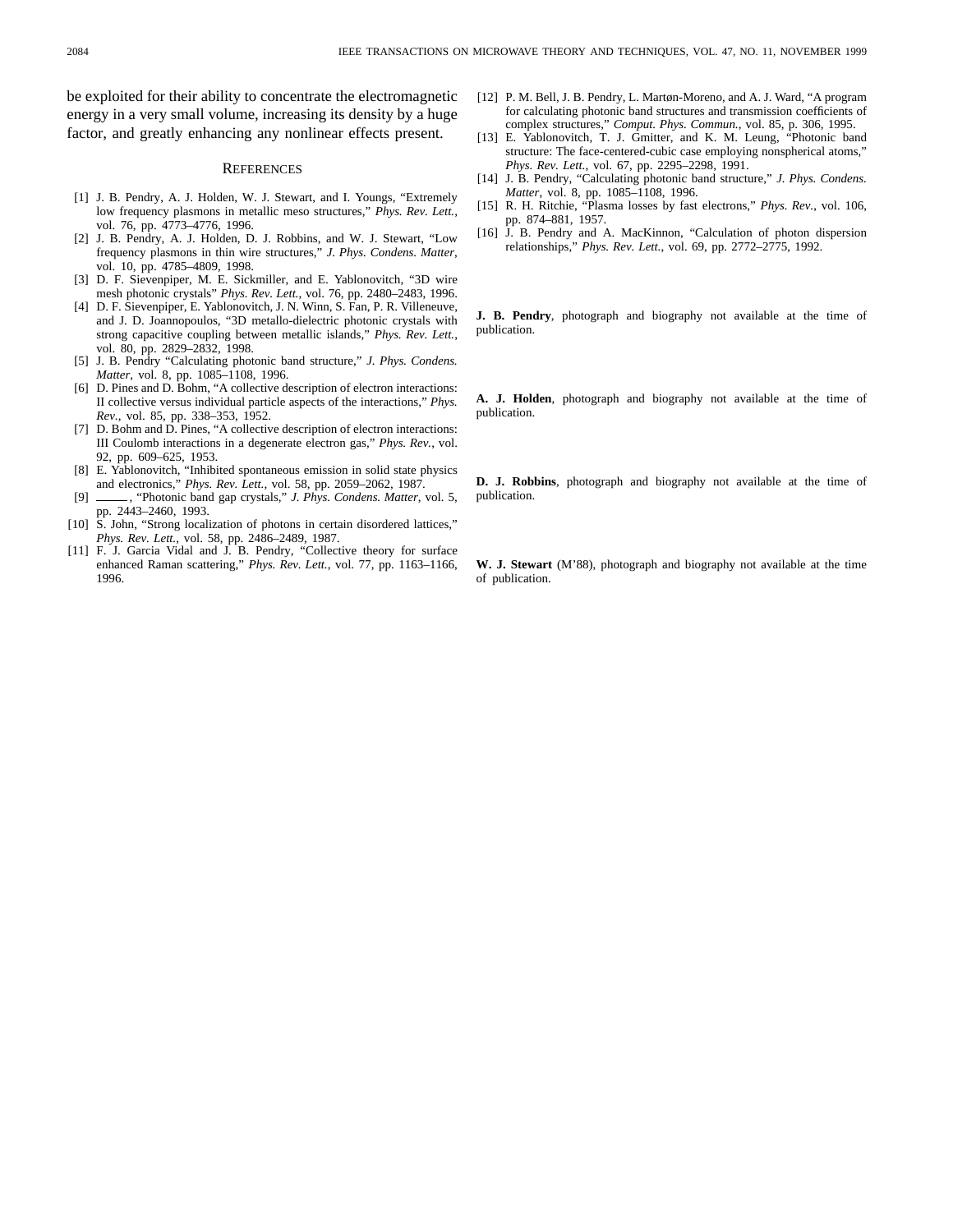be exploited for their ability to concentrate the electromagnetic energy in a very small volume, increasing its density by a huge factor, and greatly enhancing any nonlinear effects present.

## References

[1] J. B. Pendry, A. J. Holden, W. J. Stewart, and I. Youngs, "Extremely low frequency plasmons in metallic meso structures," *Phys. Rev. Lett.*, vol. 76, pp. 4773–4776, 1996.

[2] J. B. Pendry, A. J. Holden, D. J. Robbins, and W. J. Stewart, "Low frequency plasmons in thin wire structures," *J. Phys. Condens. Matter*, vol. 10, pp. 4785–4809, 1998.

[3] D. F. Sievenpiper, M. E. Sickmiller, and E. Yablonovitch, "3D wire mesh photonic crystals" *Phys. Rev. Lett.*, vol. 76, pp. 2480–2483, 1996.

[4] D. F. Sievenpiper, E. Yablonovitch, J. N. Winn, S. Fan, P. R. Villeneuve, and J. D. Joannopoulos, "3D metallo-dielectric photonic crystals with strong capacitive coupling between metallic islands," *Phys. Rev. Lett.*, vol. 80, pp. 2829–2832, 1998.

[5] J. B. Pendry "Calculating photonic band structure," *J. Phys. Condens. Matter*, vol. 8, pp. 1085–1108, 1996.

[6] D. Pines and D. Bohm, "A collective description of electron interactions: II collective versus individual particle aspects of the interactions," *Phys. Rev.*, vol. 85, pp. 338–353, 1952.

[7] D. Bohm and D. Pines, "A collective description of electron interactions: III Coulomb interactions in a degenerate electron gas," *Phys. Rev.*, vol. 92, pp. 609–625, 1953.

[8] E. Yablonovitch, "Inhibited spontaneous emission in solid state physics and electronics," *Phys. Rev. Lett.*, vol. 58, pp. 2059–2062, 1987.

[9] ——, "Photonic band gap crystals," *J. Phys. Condens. Matter*, vol. 5, pp. 2443–2460, 1993.

[10] S. John, "Strong localization of photons in certain disordered lattices," *Phys. Rev. Lett.*, vol. 58, pp. 2486–2489, 1987.

[11] F. J. Garcia Vidal and J. B. Pendry, "Collective theory for surface enhanced Raman scattering," *Phys. Rev. Lett.*, vol. 77, pp. 1163–1166, 1996.

[12] P. M. Bell, J. B. Pendry, L. Martøn-Moreno, and A. J. Ward, "A program for calculating photonic band structures and transmission coefficients of complex structures," *Comput. Phys. Commun.*, vol. 85, p. 306, 1995.

[13] E. Yablonovitch, T. J. Gmitter, and K. M. Leung, "Photonic band structure: The face-centered-cubic case employing nonspherical atoms," *Phys. Rev. Lett.*, vol. 67, pp. 2295–2298, 1991.

[14] J. B. Pendry, "Calculating photonic band structure," *J. Phys. Condens. Matter*, vol. 8, pp. 1085–1108, 1996.

[15] R. H. Ritchie, "Plasma losses by fast electrons," *Phys. Rev.*, vol. 106, pp. 874–881, 1957.

[16] J. B. Pendry and A. MacKinnon, "Calculation of photon dispersion relationships," *Phys. Rev. Lett.*, vol. 69, pp. 2772–2775, 1992.

**J. B. Pendry**, photograph and biography not available at the time of publication.

**A. J. Holden**, photograph and biography not available at the time of publication.

**D. J. Robbins**, photograph and biography not available at the time of publication.

**W. J. Stewart** (M'88), photograph and biography not available at the time of publication.